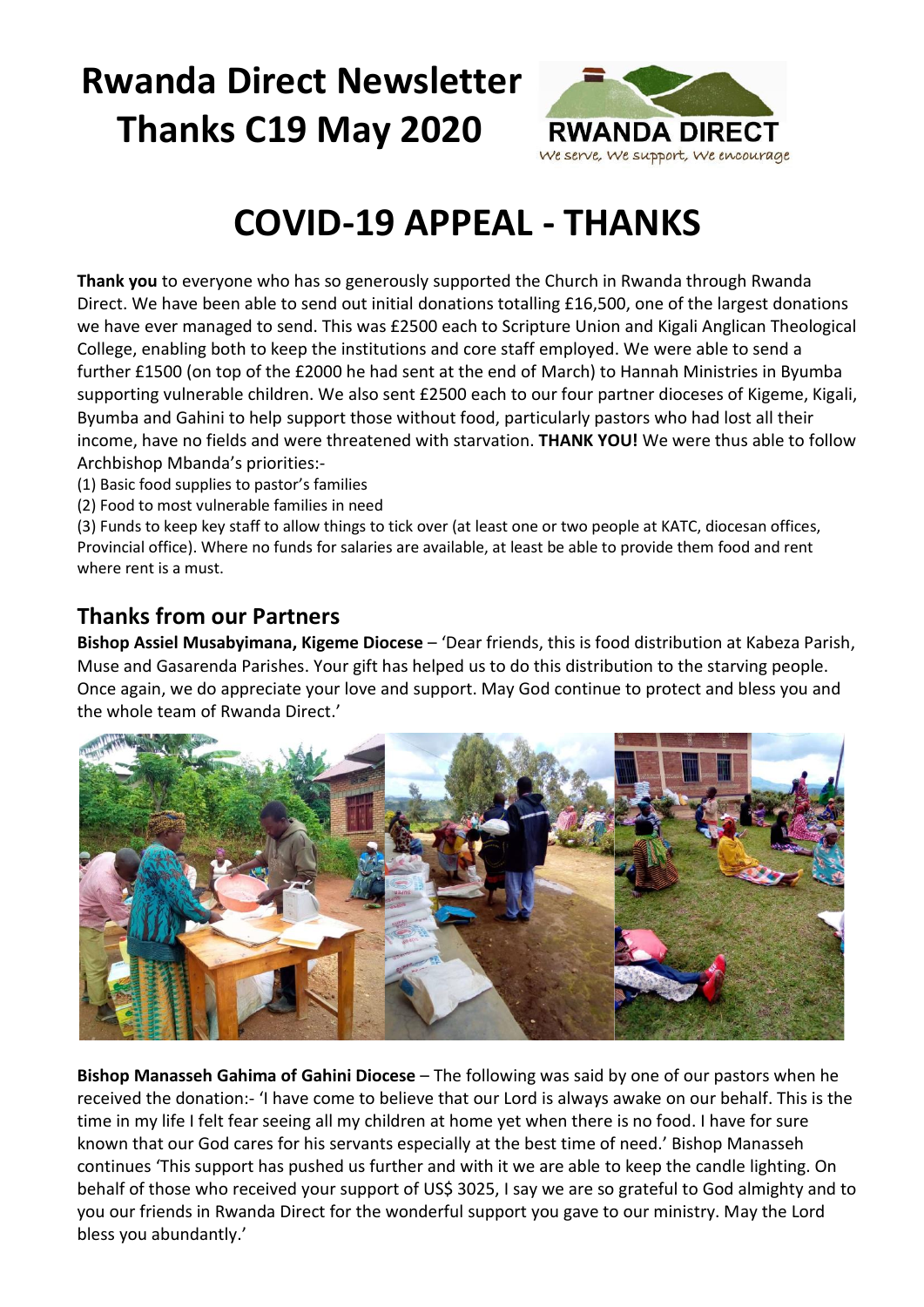# Rwanda Direct Newsletter Thanks C19 May 2020

RWANDA DIRECT
We serve, We support, We encourage

# COVID-19 APPEAL - THANKS

**Thank you** to everyone who has so generously supported the Church in Rwanda through Rwanda Direct. We have been able to send out initial donations totalling £16,500, one of the largest donations we have ever managed to send. This was £2500 each to Scripture Union and Kigali Anglican Theological College, enabling both to keep the institutions and core staff employed. We were able to send a further £1500 (on top of the £2000 he had sent at the end of March) to Hannah Ministries in Byumba supporting vulnerable children. We also sent £2500 each to our four partner dioceses of Kigeme, Kigali, Byumba and Gahini to help support those without food, particularly pastors who had lost all their income, have no fields and were threatened with starvation. **THANK YOU!** We were thus able to follow Archbishop Mbanda's priorities:-

(1) Basic food supplies to pastor's families
(2) Food to most vulnerable families in need
(3) Funds to keep key staff to allow things to tick over (at least one or two people at KATC, diocesan offices, Provincial office). Where no funds for salaries are available, at least be able to provide them food and rent where rent is a must.

## Thanks from our Partners

**Bishop Assiel Musabyimana, Kigeme Diocese** – 'Dear friends, this is food distribution at Kabeza Parish, Muse and Gasarenda Parishes. Your gift has helped us to do this distribution to the starving people. Once again, we do appreciate your love and support. May God continue to protect and bless you and the whole team of Rwanda Direct.'

**Bishop Manasseh Gahima of Gahini Diocese** – The following was said by one of our pastors when he received the donation:- 'I have come to believe that our Lord is always awake on our behalf. This is the time in my life I felt fear seeing all my children at home yet when there is no food. I have for sure known that our God cares for his servants especially at the best time of need.' Bishop Manasseh continues 'This support has pushed us further and with it we are able to keep the candle lighting. On behalf of those who received your support of US$ 3025, I say we are so grateful to God almighty and to you our friends in Rwanda Direct for the wonderful support you gave to our ministry. May the Lord bless you abundantly.'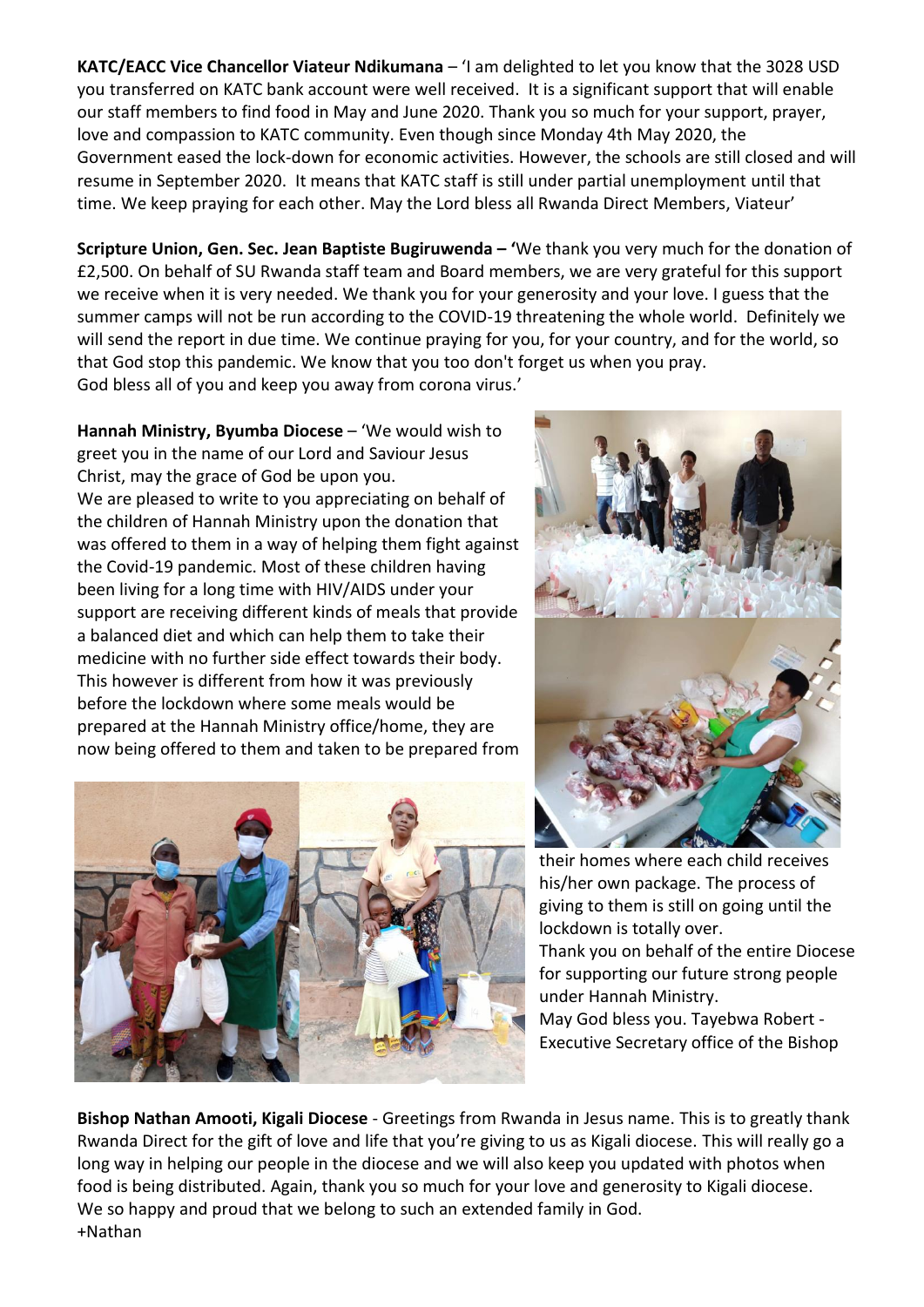**KATC/EACC Vice Chancellor Viateur Ndikumana** – 'I am delighted to let you know that the 3028 USD you transferred on KATC bank account were well received. It is a significant support that will enable our staff members to find food in May and June 2020. Thank you so much for your support, prayer, love and compassion to KATC community. Even though since Monday 4th May 2020, the Government eased the lock-down for economic activities. However, the schools are still closed and will resume in September 2020. It means that KATC staff is still under partial unemployment until that time. We keep praying for each other. May the Lord bless all Rwanda Direct Members, Viateur'

**Scripture Union, Gen. Sec. Jean Baptiste Bugiruwenda – '**We thank you very much for the donation of £2,500. On behalf of SU Rwanda staff team and Board members, we are very grateful for this support we receive when it is very needed. We thank you for your generosity and your love. I guess that the summer camps will not be run according to the COVID-19 threatening the whole world. Definitely we will send the report in due time. We continue praying for you, for your country, and for the world, so that God stop this pandemic. We know that you too don't forget us when you pray.
God bless all of you and keep you away from corona virus.'

**Hannah Ministry, Byumba Diocese** – 'We would wish to greet you in the name of our Lord and Saviour Jesus Christ, may the grace of God be upon you.
We are pleased to write to you appreciating on behalf of the children of Hannah Ministry upon the donation that was offered to them in a way of helping them fight against the Covid-19 pandemic. Most of these children having been living for a long time with HIV/AIDS under your support are receiving different kinds of meals that provide a balanced diet and which can help them to take their medicine with no further side effect towards their body. This however is different from how it was previously before the lockdown where some meals would be prepared at the Hannah Ministry office/home, they are now being offered to them and taken to be prepared from their homes where each child receives his/her own package. The process of giving to them is still on going until the lockdown is totally over.
Thank you on behalf of the entire Diocese for supporting our future strong people under Hannah Ministry.
May God bless you. Tayebwa Robert - Executive Secretary office of the Bishop

**Bishop Nathan Amooti, Kigali Diocese** - Greetings from Rwanda in Jesus name. This is to greatly thank Rwanda Direct for the gift of love and life that you're giving to us as Kigali diocese. This will really go a long way in helping our people in the diocese and we will also keep you updated with photos when food is being distributed. Again, thank you so much for your love and generosity to Kigali diocese.
We so happy and proud that we belong to such an extended family in God.
+Nathan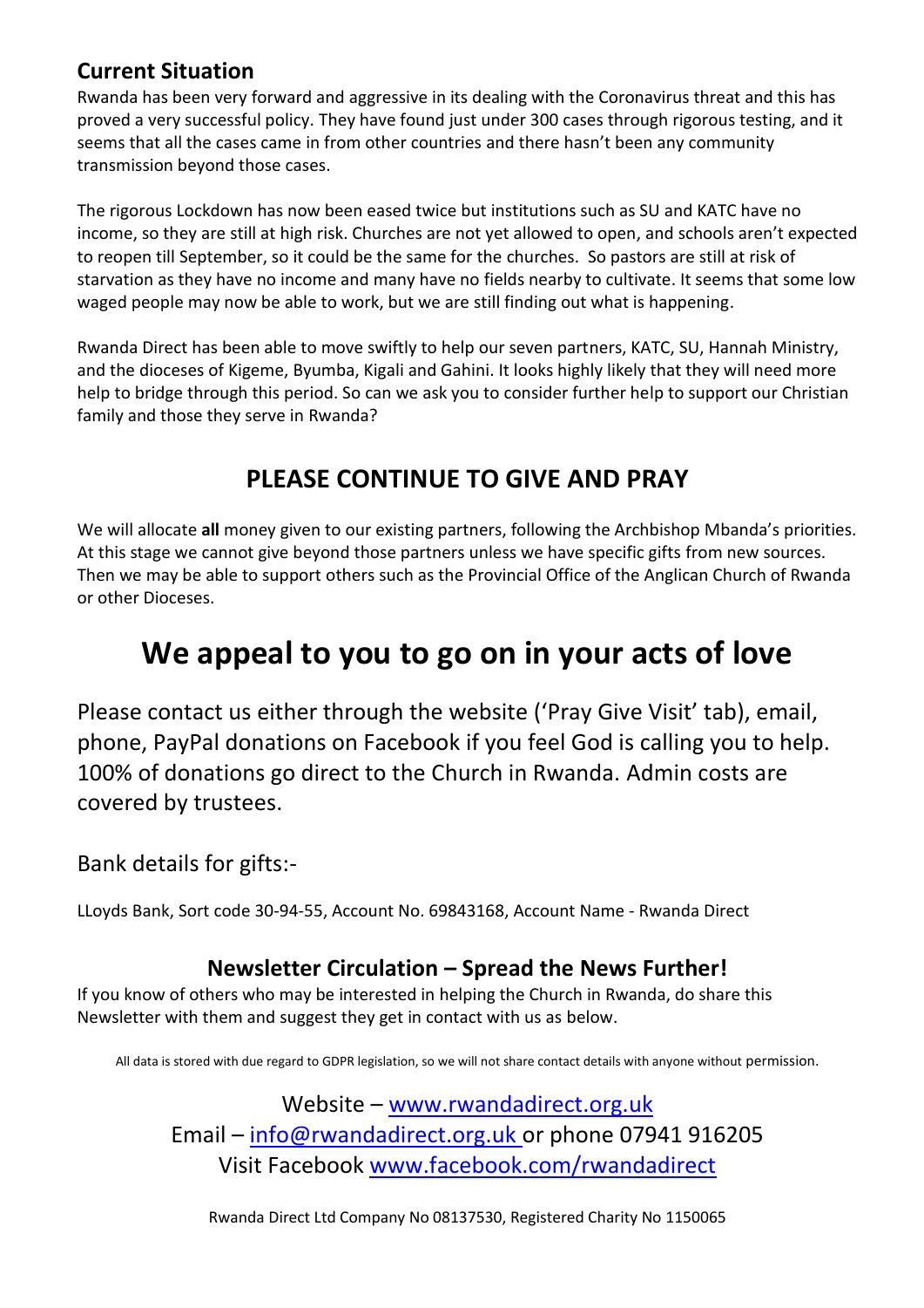## Current Situation

Rwanda has been very forward and aggressive in its dealing with the Coronavirus threat and this has proved a very successful policy. They have found just under 300 cases through rigorous testing, and it seems that all the cases came in from other countries and there hasn't been any community transmission beyond those cases.

The rigorous Lockdown has now been eased twice but institutions such as SU and KATC have no income, so they are still at high risk. Churches are not yet allowed to open, and schools aren't expected to reopen till September, so it could be the same for the churches. So pastors are still at risk of starvation as they have no income and many have no fields nearby to cultivate. It seems that some low waged people may now be able to work, but we are still finding out what is happening.

Rwanda Direct has been able to move swiftly to help our seven partners, KATC, SU, Hannah Ministry, and the dioceses of Kigeme, Byumba, Kigali and Gahini. It looks highly likely that they will need more help to bridge through this period. So can we ask you to consider further help to support our Christian family and those they serve in Rwanda?

## PLEASE CONTINUE TO GIVE AND PRAY

We will allocate **all** money given to our existing partners, following the Archbishop Mbanda's priorities. At this stage we cannot give beyond those partners unless we have specific gifts from new sources. Then we may be able to support others such as the Provincial Office of the Anglican Church of Rwanda or other Dioceses.

# We appeal to you to go on in your acts of love

Please contact us either through the website ('Pray Give Visit' tab), email, phone, PayPal donations on Facebook if you feel God is calling you to help. 100% of donations go direct to the Church in Rwanda. Admin costs are covered by trustees.

Bank details for gifts:-

LLoyds Bank, Sort code 30-94-55, Account No. 69843168, Account Name - Rwanda Direct

### Newsletter Circulation – Spread the News Further!

If you know of others who may be interested in helping the Church in Rwanda, do share this Newsletter with them and suggest they get in contact with us as below.

All data is stored with due regard to GDPR legislation, so we will not share contact details with anyone without permission.

Website – www.rwandadirect.org.uk
Email – info@rwandadirect.org.uk or phone 07941 916205
Visit Facebook www.facebook.com/rwandadirect

Rwanda Direct Ltd Company No 08137530, Registered Charity No 1150065